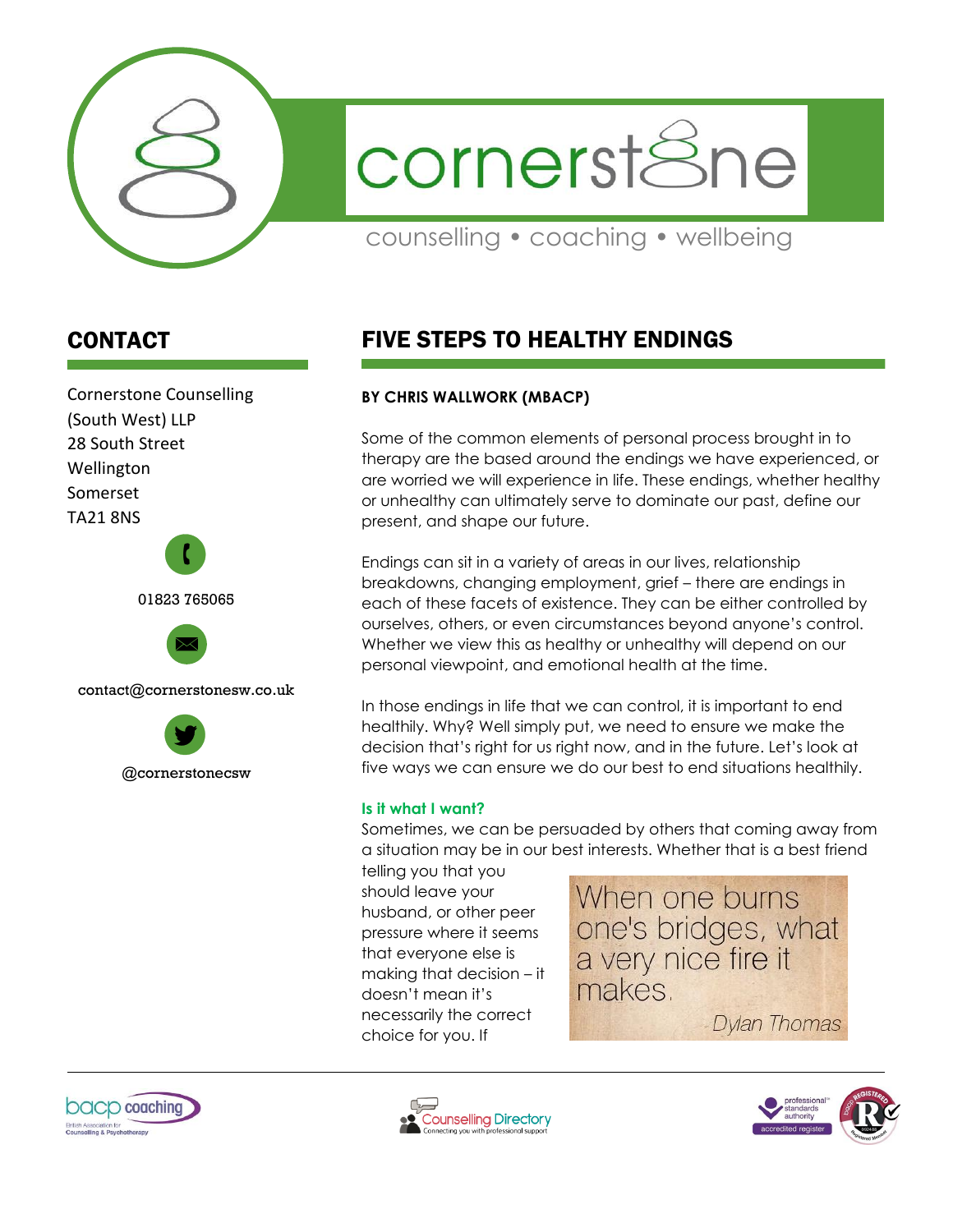# cornerstone

counselling • coaching • wellbeing

## CONTACT

Cornerstone Counselling (South West) LLP
28 South Street
Wellington
Somerset
TA21 8NS

01823 765065

contact@cornerstonesw.co.uk

@cornerstonecsw

## FIVE STEPS TO HEALTHY ENDINGS

**BY CHRIS WALLWORK (MBACP)**

Some of the common elements of personal process brought in to therapy are the based around the endings we have experienced, or are worried we will experience in life. These endings, whether healthy or unhealthy can ultimately serve to dominate our past, define our present, and shape our future.

Endings can sit in a variety of areas in our lives, relationship breakdowns, changing employment, grief – there are endings in each of these facets of existence. They can be either controlled by ourselves, others, or even circumstances beyond anyone's control. Whether we view this as healthy or unhealthy will depend on our personal viewpoint, and emotional health at the time.

In those endings in life that we can control, it is important to end healthily. Why? Well simply put, we need to ensure we make the decision that's right for us right now, and in the future. Let's look at five ways we can ensure we do our best to end situations healthily.

### Is it what I want?

Sometimes, we can be persuaded by others that coming away from a situation may be in our best interests. Whether that is a best friend telling you that you should leave your husband, or other peer pressure where it seems that everyone else is making that decision – it doesn't mean it's necessarily the correct choice for you. If

> When one burns one's bridges, what a very nice fire it makes.
>
> *Dylan Thomas*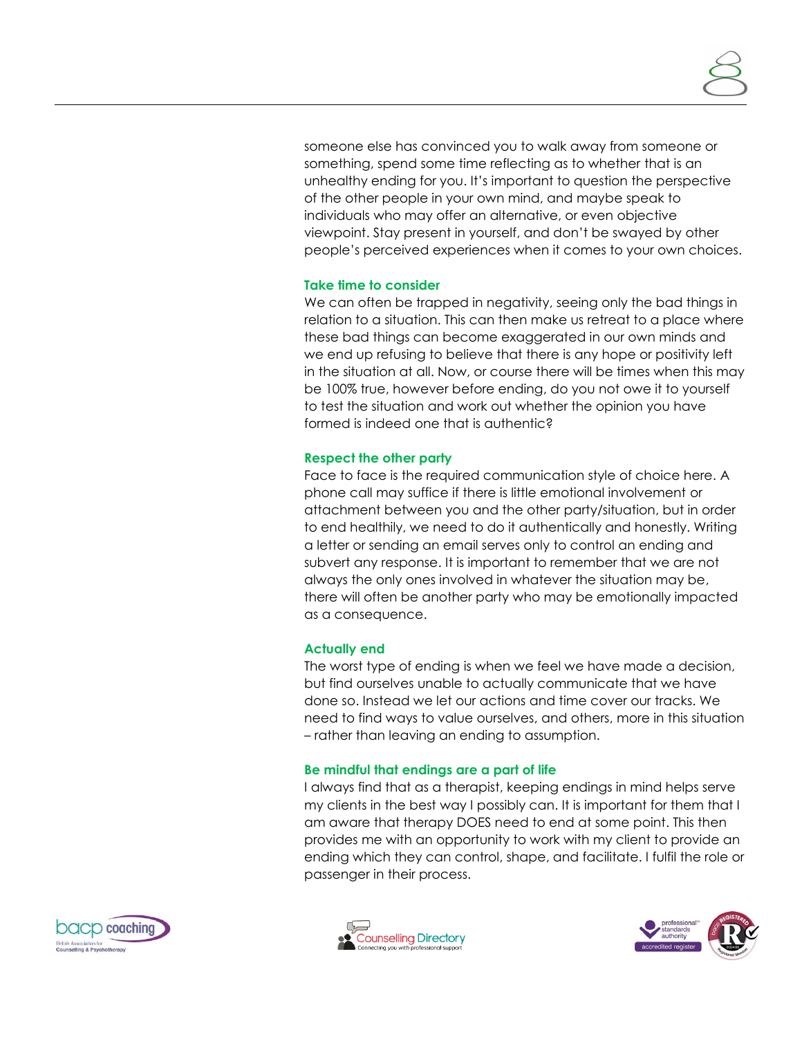someone else has convinced you to walk away from someone or something, spend some time reflecting as to whether that is an unhealthy ending for you. It's important to question the perspective of the other people in your own mind, and maybe speak to individuals who may offer an alternative, or even objective viewpoint. Stay present in yourself, and don't be swayed by other people's perceived experiences when it comes to your own choices.

### Take time to consider

We can often be trapped in negativity, seeing only the bad things in relation to a situation. This can then make us retreat to a place where these bad things can become exaggerated in our own minds and we end up refusing to believe that there is any hope or positivity left in the situation at all. Now, or course there will be times when this may be 100% true, however before ending, do you not owe it to yourself to test the situation and work out whether the opinion you have formed is indeed one that is authentic?

### Respect the other party

Face to face is the required communication style of choice here. A phone call may suffice if there is little emotional involvement or attachment between you and the other party/situation, but in order to end healthily, we need to do it authentically and honestly. Writing a letter or sending an email serves only to control an ending and subvert any response. It is important to remember that we are not always the only ones involved in whatever the situation may be, there will often be another party who may be emotionally impacted as a consequence.

### Actually end

The worst type of ending is when we feel we have made a decision, but find ourselves unable to actually communicate that we have done so. Instead we let our actions and time cover our tracks. We need to find ways to value ourselves, and others, more in this situation – rather than leaving an ending to assumption.

### Be mindful that endings are a part of life

I always find that as a therapist, keeping endings in mind helps serve my clients in the best way I possibly can. It is important for them that I am aware that therapy DOES need to end at some point. This then provides me with an opportunity to work with my client to provide an ending which they can control, shape, and facilitate. I fulfil the role or passenger in their process.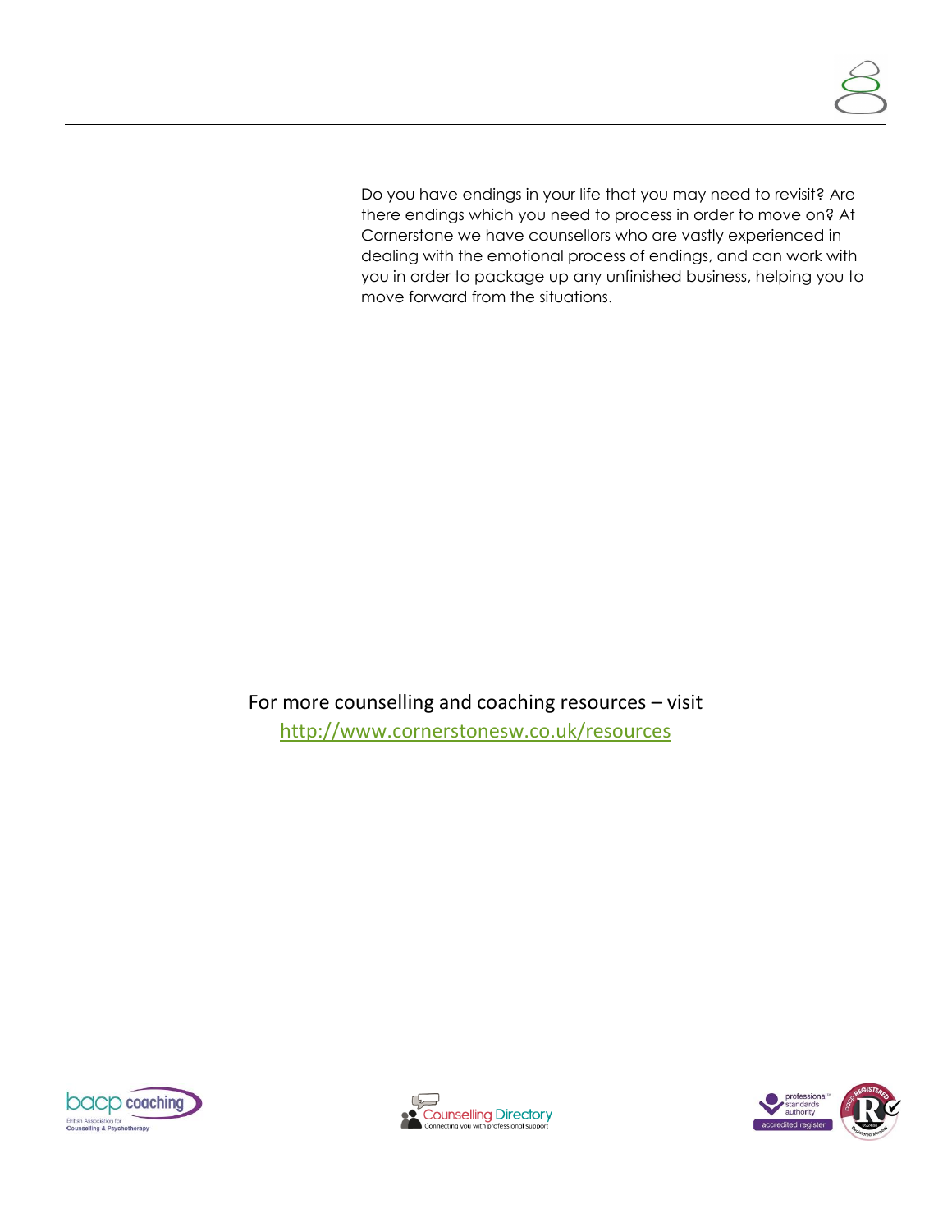Do you have endings in your life that you may need to revisit? Are there endings which you need to process in order to move on? At Cornerstone we have counsellors who are vastly experienced in dealing with the emotional process of endings, and can work with you in order to package up any unfinished business, helping you to move forward from the situations.

For more counselling and coaching resources – visit http://www.cornerstonesw.co.uk/resources